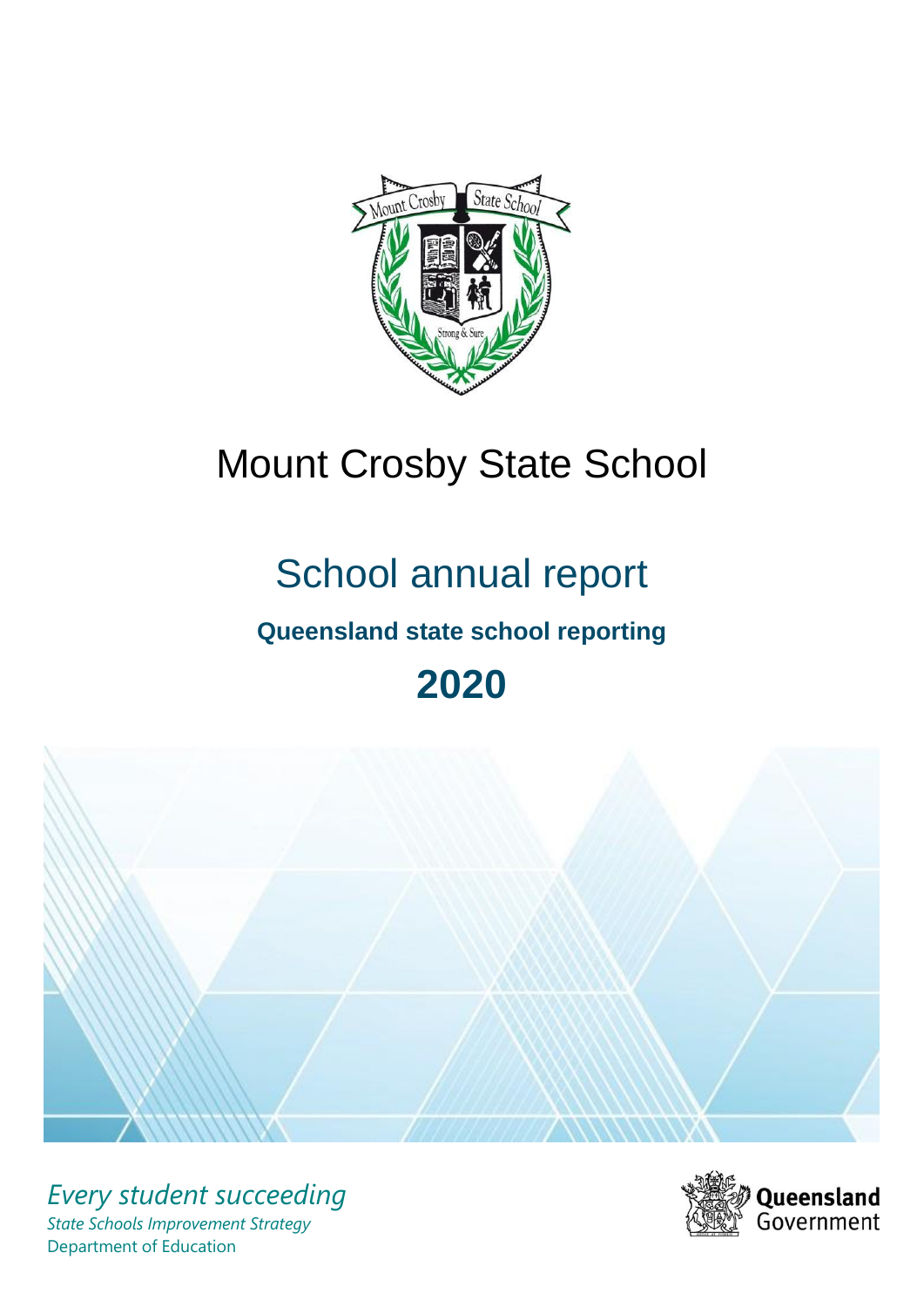# Mount Crosby State School

## School annual report

**Queensland state school reporting**

# 2020

*Every student succeeding*

*State Schools Improvement Strategy*

Department of Education

Queensland Government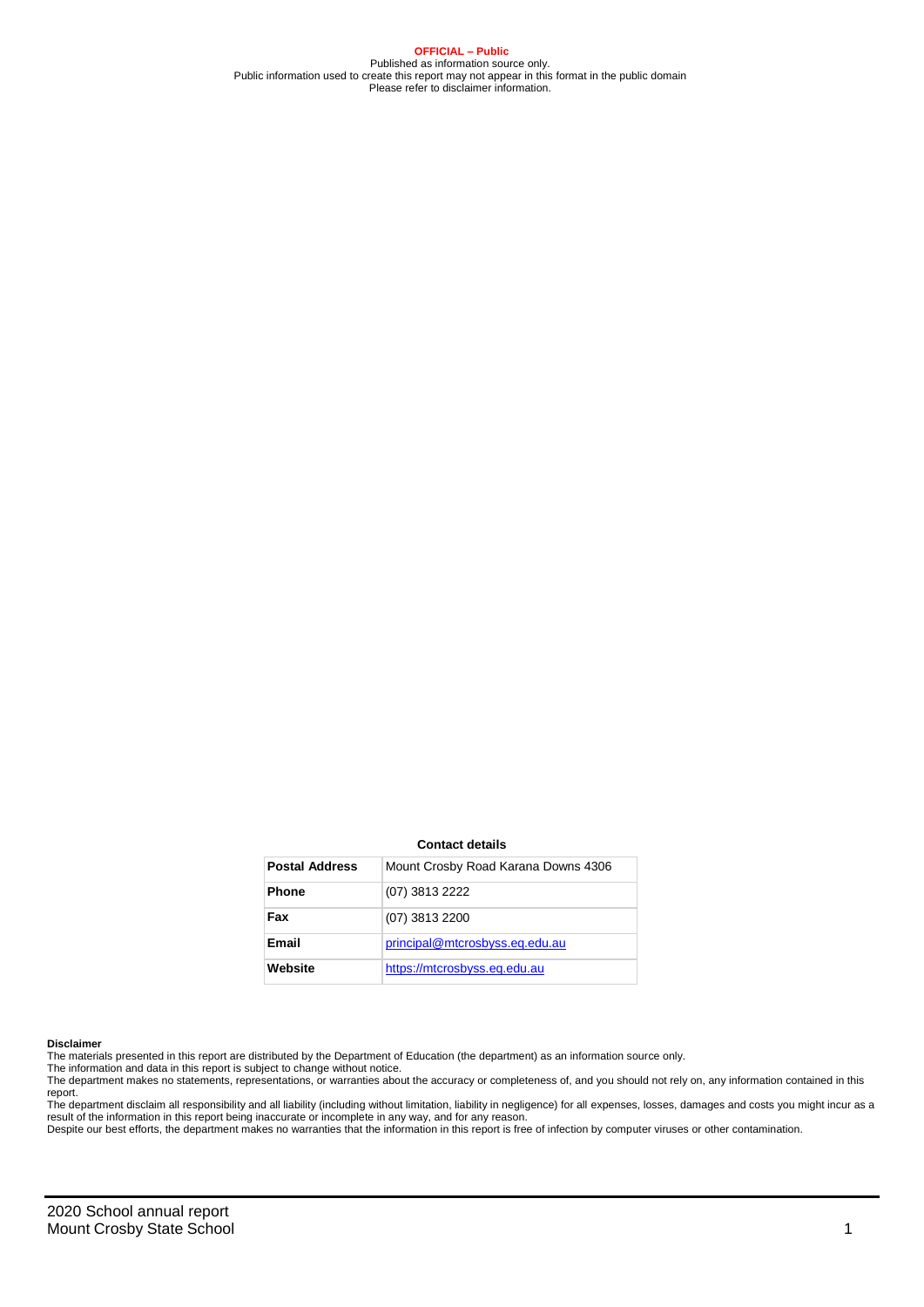**OFFICIAL – Public**
Published as information source only.
Public information used to create this report may not appear in this format in the public domain
Please refer to disclaimer information.

**Contact details**

| Postal Address | Mount Crosby Road Karana Downs 4306 |
|---|---|
| Phone | (07) 3813 2222 |
| Fax | (07) 3813 2200 |
| Email | [principal@mtcrosbyss.eq.edu.au](mailto:principal@mtcrosbyss.eq.edu.au) |
| Website | [https://mtcrosbyss.eq.edu.au](https://mtcrosbyss.eq.edu.au) |

**Disclaimer**

The materials presented in this report are distributed by the Department of Education (the department) as an information source only.

The information and data in this report is subject to change without notice.

The department makes no statements, representations, or warranties about the accuracy or completeness of, and you should not rely on, any information contained in this report.

The department disclaim all responsibility and all liability (including without limitation, liability in negligence) for all expenses, losses, damages and costs you might incur as a result of the information in this report being inaccurate or incomplete in any way, and for any reason.

Despite our best efforts, the department makes no warranties that the information in this report is free of infection by computer viruses or other contamination.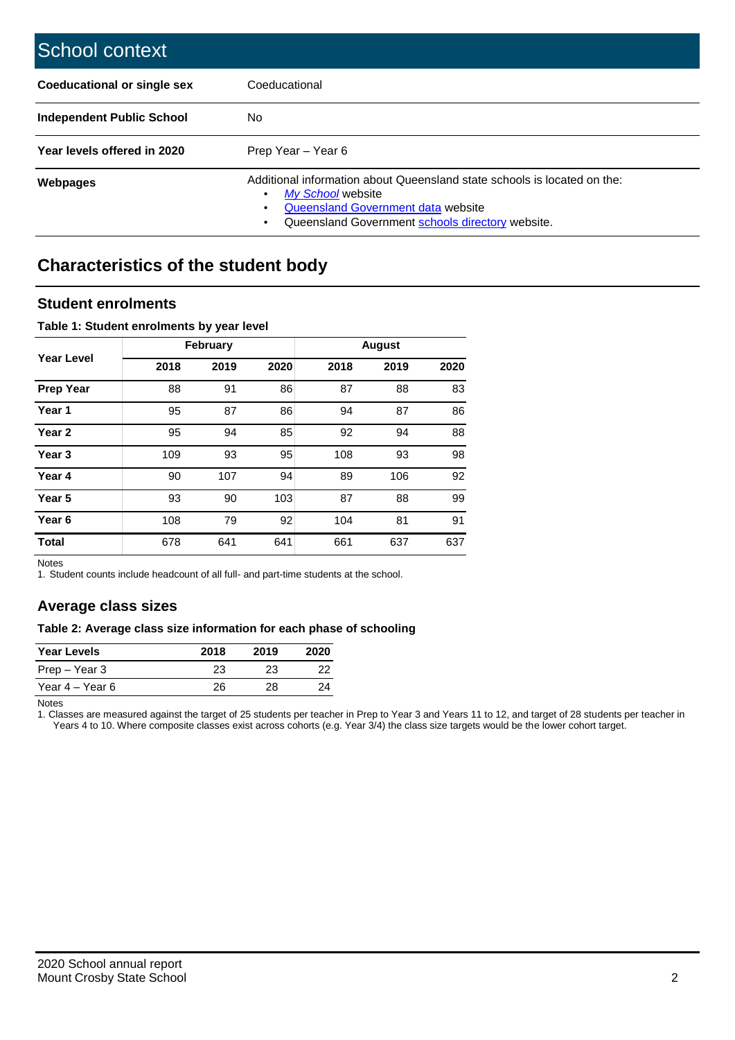# School context

| | |
|---|---|
| **Coeducational or single sex** | Coeducational |
| **Independent Public School** | No |
| **Year levels offered in 2020** | Prep Year – Year 6 |
| **Webpages** | Additional information about Queensland state schools is located on the:<br>• *My School* website<br>• Queensland Government data website<br>• Queensland Government schools directory website. |

## Characteristics of the student body

### Student enrolments

**Table 1: Student enrolments by year level**

| Year Level | February | | | August | | |
|---|---|---|---|---|---|---|
| | 2018 | 2019 | 2020 | 2018 | 2019 | 2020 |
| **Prep Year** | 88 | 91 | 86 | 87 | 88 | 83 |
| **Year 1** | 95 | 87 | 86 | 94 | 87 | 86 |
| **Year 2** | 95 | 94 | 85 | 92 | 94 | 88 |
| **Year 3** | 109 | 93 | 95 | 108 | 93 | 98 |
| **Year 4** | 90 | 107 | 94 | 89 | 106 | 92 |
| **Year 5** | 93 | 90 | 103 | 87 | 88 | 99 |
| **Year 6** | 108 | 79 | 92 | 104 | 81 | 91 |
| **Total** | 678 | 641 | 641 | 661 | 637 | 637 |

Notes

1. Student counts include headcount of all full- and part-time students at the school.

### Average class sizes

**Table 2: Average class size information for each phase of schooling**

| Year Levels | 2018 | 2019 | 2020 |
|---|---|---|---|
| Prep – Year 3 | 23 | 23 | 22 |
| Year 4 – Year 6 | 26 | 28 | 24 |

Notes

1. Classes are measured against the target of 25 students per teacher in Prep to Year 3 and Years 11 to 12, and target of 28 students per teacher in Years 4 to 10. Where composite classes exist across cohorts (e.g. Year 3/4) the class size targets would be the lower cohort target.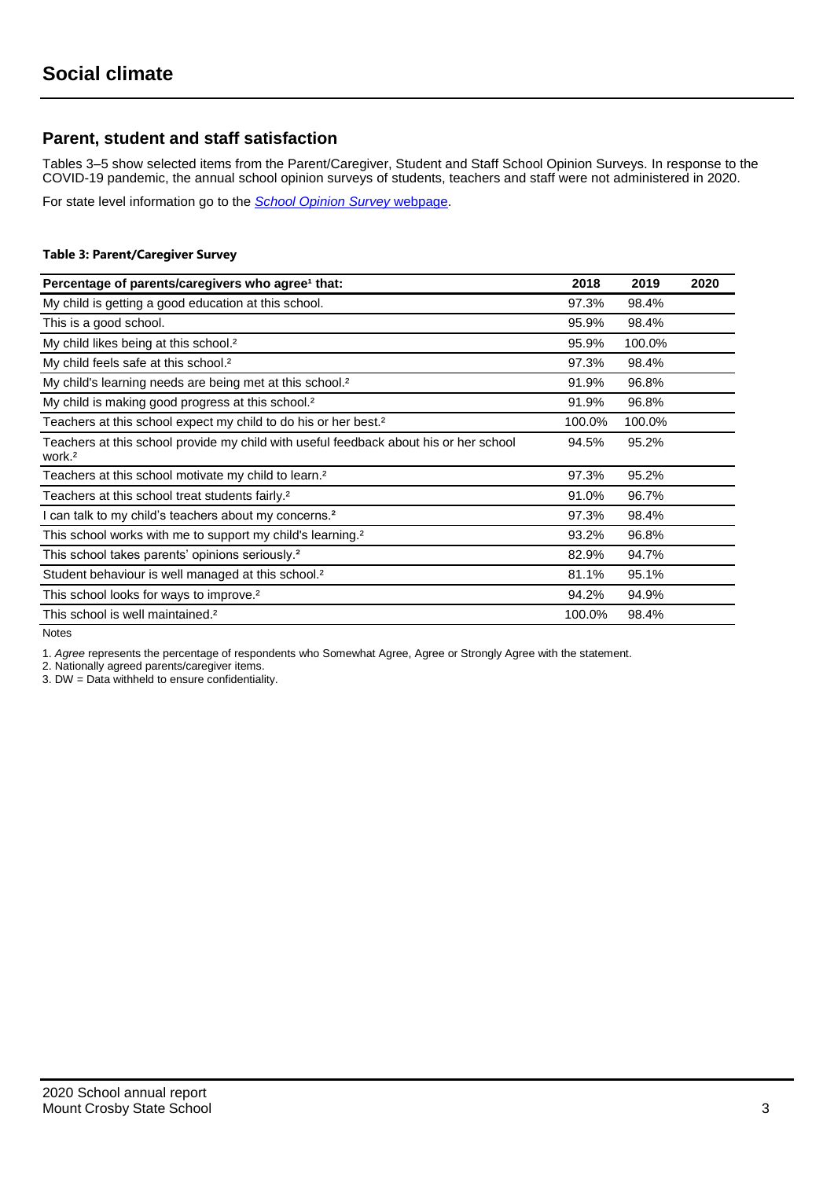# Social climate

## Parent, student and staff satisfaction

Tables 3–5 show selected items from the Parent/Caregiver, Student and Staff School Opinion Surveys. In response to the COVID-19 pandemic, the annual school opinion surveys of students, teachers and staff were not administered in 2020.

For state level information go to the *School Opinion Survey* webpage.

**Table 3: Parent/Caregiver Survey**

| Percentage of parents/caregivers who agree[1] that: | 2018 | 2019 | 2020 |
|---|---|---|---|
| My child is getting a good education at this school. | 97.3% | 98.4% | |
| This is a good school. | 95.9% | 98.4% | |
| My child likes being at this school.[2] | 95.9% | 100.0% | |
| My child feels safe at this school.[2] | 97.3% | 98.4% | |
| My child's learning needs are being met at this school.[2] | 91.9% | 96.8% | |
| My child is making good progress at this school.[2] | 91.9% | 96.8% | |
| Teachers at this school expect my child to do his or her best.[2] | 100.0% | 100.0% | |
| Teachers at this school provide my child with useful feedback about his or her school work.[2] | 94.5% | 95.2% | |
| Teachers at this school motivate my child to learn.[2] | 97.3% | 95.2% | |
| Teachers at this school treat students fairly.[2] | 91.0% | 96.7% | |
| I can talk to my child's teachers about my concerns.[2] | 97.3% | 98.4% | |
| This school works with me to support my child's learning.[2] | 93.2% | 96.8% | |
| This school takes parents' opinions seriously.[2] | 82.9% | 94.7% | |
| Student behaviour is well managed at this school.[2] | 81.1% | 95.1% | |
| This school looks for ways to improve.[2] | 94.2% | 94.9% | |
| This school is well maintained.[2] | 100.0% | 98.4% | |

Notes

1. *Agree* represents the percentage of respondents who Somewhat Agree, Agree or Strongly Agree with the statement.
2. Nationally agreed parents/caregiver items.
3. DW = Data withheld to ensure confidentiality.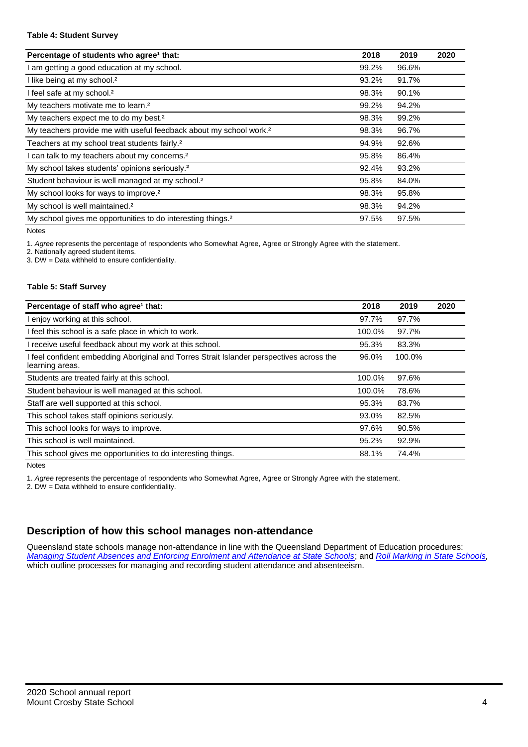#### Table 4: Student Survey

| Percentage of students who agree[1] that: | 2018 | 2019 | 2020 |
|---|---|---|---|
| I am getting a good education at my school. | 99.2% | 96.6% | |
| I like being at my school.[2] | 93.2% | 91.7% | |
| I feel safe at my school.[2] | 98.3% | 90.1% | |
| My teachers motivate me to learn.[2] | 99.2% | 94.2% | |
| My teachers expect me to do my best.[2] | 98.3% | 99.2% | |
| My teachers provide me with useful feedback about my school work.[2] | 98.3% | 96.7% | |
| Teachers at my school treat students fairly.[2] | 94.9% | 92.6% | |
| I can talk to my teachers about my concerns.[2] | 95.8% | 86.4% | |
| My school takes students' opinions seriously.[2] | 92.4% | 93.2% | |
| Student behaviour is well managed at my school.[2] | 95.8% | 84.0% | |
| My school looks for ways to improve.[2] | 98.3% | 95.8% | |
| My school is well maintained.[2] | 98.3% | 94.2% | |
| My school gives me opportunities to do interesting things.[2] | 97.5% | 97.5% | |

Notes

1. *Agree* represents the percentage of respondents who Somewhat Agree, Agree or Strongly Agree with the statement.
2. Nationally agreed student items.
3. DW = Data withheld to ensure confidentiality.

#### Table 5: Staff Survey

| Percentage of staff who agree[1] that: | 2018 | 2019 | 2020 |
|---|---|---|---|
| I enjoy working at this school. | 97.7% | 97.7% | |
| I feel this school is a safe place in which to work. | 100.0% | 97.7% | |
| I receive useful feedback about my work at this school. | 95.3% | 83.3% | |
| I feel confident embedding Aboriginal and Torres Strait Islander perspectives across the learning areas. | 96.0% | 100.0% | |
| Students are treated fairly at this school. | 100.0% | 97.6% | |
| Student behaviour is well managed at this school. | 100.0% | 78.6% | |
| Staff are well supported at this school. | 95.3% | 83.7% | |
| This school takes staff opinions seriously. | 93.0% | 82.5% | |
| This school looks for ways to improve. | 97.6% | 90.5% | |
| This school is well maintained. | 95.2% | 92.9% | |
| This school gives me opportunities to do interesting things. | 88.1% | 74.4% | |

Notes

1. *Agree* represents the percentage of respondents who Somewhat Agree, Agree or Strongly Agree with the statement.
2. DW = Data withheld to ensure confidentiality.

## Description of how this school manages non-attendance

Queensland state schools manage non-attendance in line with the Queensland Department of Education procedures: *Managing Student Absences and Enforcing Enrolment and Attendance at State Schools*; and *Roll Marking in State Schools*, which outline processes for managing and recording student attendance and absenteeism.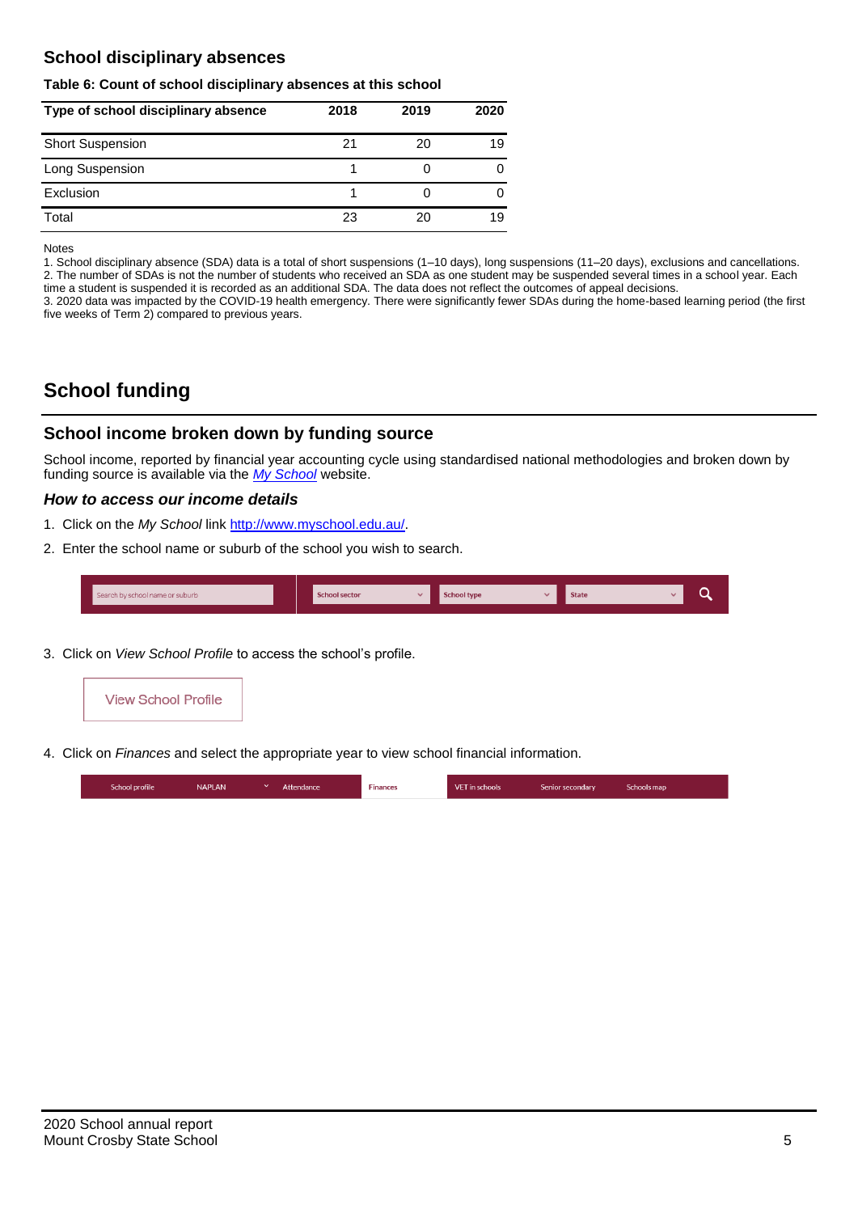## School disciplinary absences

**Table 6: Count of school disciplinary absences at this school**

| Type of school disciplinary absence | 2018 | 2019 | 2020 |
|---|---|---|---|
| Short Suspension | 21 | 20 | 19 |
| Long Suspension | 1 | 0 | 0 |
| Exclusion | 1 | 0 | 0 |
| Total | 23 | 20 | 19 |

Notes

1. School disciplinary absence (SDA) data is a total of short suspensions (1–10 days), long suspensions (11–20 days), exclusions and cancellations.
2. The number of SDAs is not the number of students who received an SDA as one student may be suspended several times in a school year. Each time a student is suspended it is recorded as an additional SDA. The data does not reflect the outcomes of appeal decisions.
3. 2020 data was impacted by the COVID-19 health emergency. There were significantly fewer SDAs during the home-based learning period (the first five weeks of Term 2) compared to previous years.

# School funding

## School income broken down by funding source

School income, reported by financial year accounting cycle using standardised national methodologies and broken down by funding source is available via the *My School* website.

### *How to access our income details*

1. Click on the *My School* link http://www.myschool.edu.au/.
2. Enter the school name or suburb of the school you wish to search.

Search by school name or suburb | School sector | School type | State

3. Click on *View School Profile* to access the school's profile.

View School Profile

4. Click on *Finances* and select the appropriate year to view school financial information.

School profile | NAPLAN | Attendance | Finances | VET in schools | Senior secondary | Schools map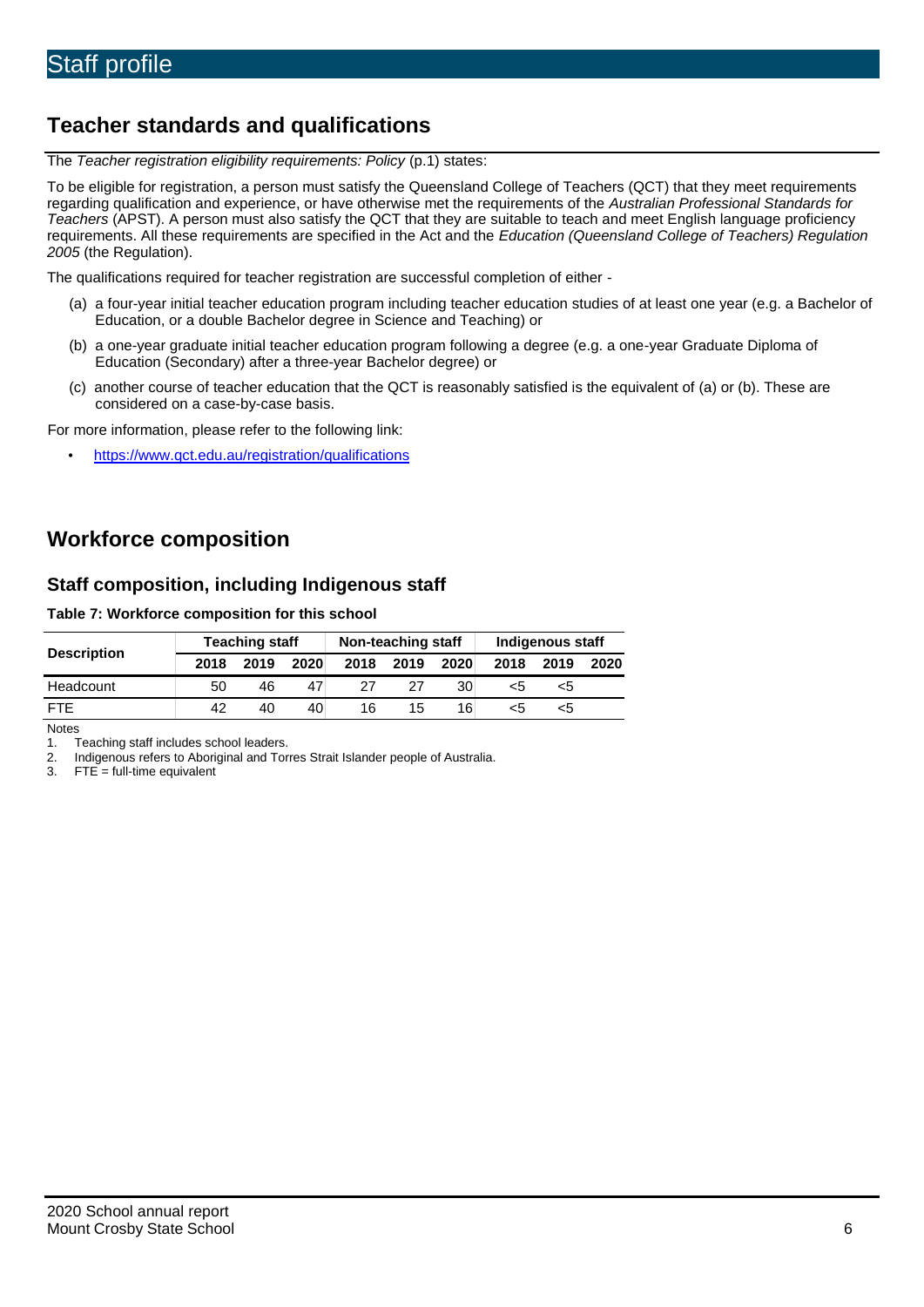# Staff profile

## Teacher standards and qualifications

The *Teacher registration eligibility requirements: Policy* (p.1) states:

To be eligible for registration, a person must satisfy the Queensland College of Teachers (QCT) that they meet requirements regarding qualification and experience, or have otherwise met the requirements of the *Australian Professional Standards for Teachers* (APST). A person must also satisfy the QCT that they are suitable to teach and meet English language proficiency requirements. All these requirements are specified in the Act and the *Education (Queensland College of Teachers) Regulation 2005* (the Regulation).

The qualifications required for teacher registration are successful completion of either -

(a) a four-year initial teacher education program including teacher education studies of at least one year (e.g. a Bachelor of Education, or a double Bachelor degree in Science and Teaching) or

(b) a one-year graduate initial teacher education program following a degree (e.g. a one-year Graduate Diploma of Education (Secondary) after a three-year Bachelor degree) or

(c) another course of teacher education that the QCT is reasonably satisfied is the equivalent of (a) or (b). These are considered on a case-by-case basis.

For more information, please refer to the following link:

- https://www.qct.edu.au/registration/qualifications

## Workforce composition

### Staff composition, including Indigenous staff

**Table 7: Workforce composition for this school**

| Description | Teaching staff | | | Non-teaching staff | | | Indigenous staff | | |
|---|---|---|---|---|---|---|---|---|---|
| | 2018 | 2019 | 2020 | 2018 | 2019 | 2020 | 2018 | 2019 | 2020 |
| Headcount | 50 | 46 | 47 | 27 | 27 | 30 | <5 | <5 | |
| FTE | 42 | 40 | 40 | 16 | 15 | 16 | <5 | <5 | |

Notes

1. Teaching staff includes school leaders.
2. Indigenous refers to Aboriginal and Torres Strait Islander people of Australia.
3. FTE = full-time equivalent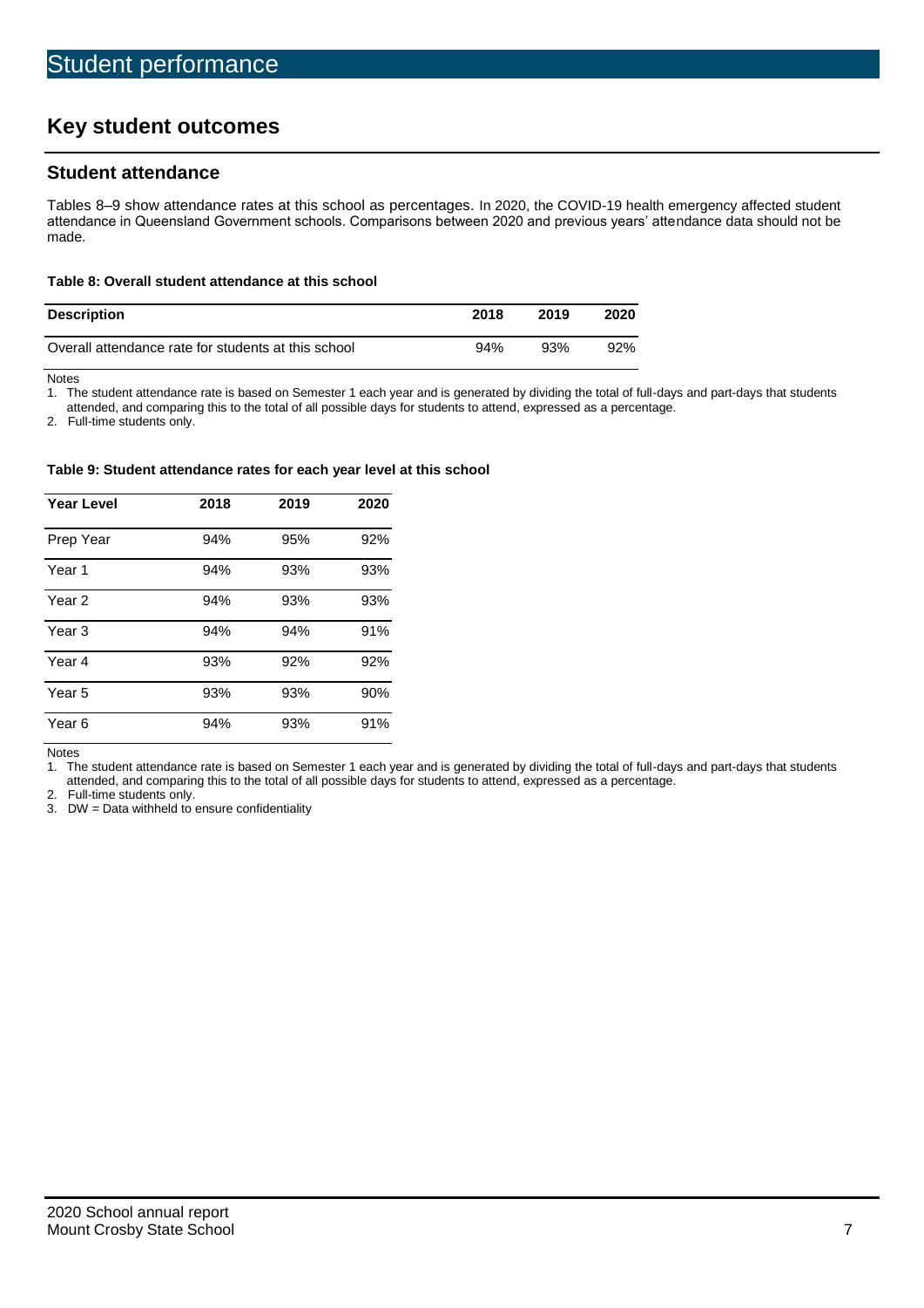# Student performance

## Key student outcomes

### Student attendance

Tables 8–9 show attendance rates at this school as percentages. In 2020, the COVID-19 health emergency affected student attendance in Queensland Government schools. Comparisons between 2020 and previous years' attendance data should not be made.

**Table 8: Overall student attendance at this school**

| Description | 2018 | 2019 | 2020 |
|---|---|---|---|
| Overall attendance rate for students at this school | 94% | 93% | 92% |

Notes

1. The student attendance rate is based on Semester 1 each year and is generated by dividing the total of full-days and part-days that students attended, and comparing this to the total of all possible days for students to attend, expressed as a percentage.
2. Full-time students only.

**Table 9: Student attendance rates for each year level at this school**

| Year Level | 2018 | 2019 | 2020 |
|---|---|---|---|
| Prep Year | 94% | 95% | 92% |
| Year 1 | 94% | 93% | 93% |
| Year 2 | 94% | 93% | 93% |
| Year 3 | 94% | 94% | 91% |
| Year 4 | 93% | 92% | 92% |
| Year 5 | 93% | 93% | 90% |
| Year 6 | 94% | 93% | 91% |

Notes

1. The student attendance rate is based on Semester 1 each year and is generated by dividing the total of full-days and part-days that students attended, and comparing this to the total of all possible days for students to attend, expressed as a percentage.
2. Full-time students only.
3. DW = Data withheld to ensure confidentiality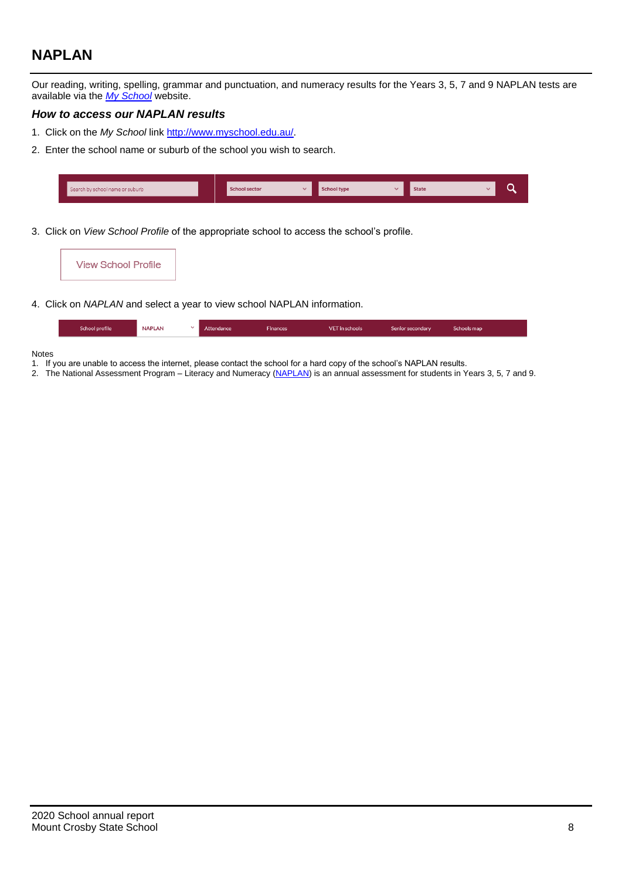## NAPLAN

Our reading, writing, spelling, grammar and punctuation, and numeracy results for the Years 3, 5, 7 and 9 NAPLAN tests are available via the *My School* website.

### *How to access our NAPLAN results*

1. Click on the *My School* link http://www.myschool.edu.au/.
2. Enter the school name or suburb of the school you wish to search.

Search by school name or suburb | School sector | School type | State

3. Click on *View School Profile* of the appropriate school to access the school's profile.

View School Profile

4. Click on *NAPLAN* and select a year to view school NAPLAN information.

School profile | NAPLAN | Attendance | Finances | VET in schools | Senior secondary | Schools map

Notes

1. If you are unable to access the internet, please contact the school for a hard copy of the school's NAPLAN results.
2. The National Assessment Program – Literacy and Numeracy (NAPLAN) is an annual assessment for students in Years 3, 5, 7 and 9.